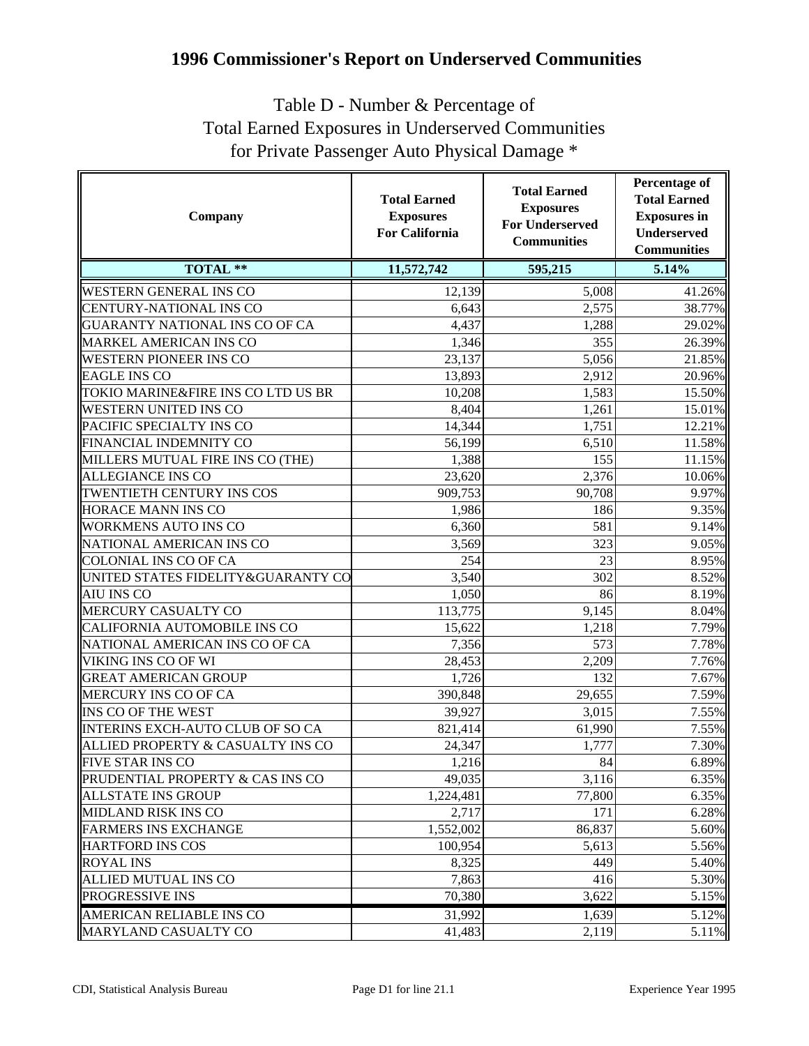# 1996 Commissioner's Report on Underserved Communities

## Table D - Number & Percentage of Total Earned Exposures in Underserved Communities for Private Passenger Auto Physical Damage *

| Company | Total Earned Exposures For California | Total Earned Exposures For Underserved Communities | Percentage of Total Earned Exposures in Underserved Communities |
|---|---|---|---|
| **TOTAL \*\*** | **11,572,742** | **595,215** | **5.14%** |
| WESTERN GENERAL INS CO | 12,139 | 5,008 | 41.26% |
| CENTURY-NATIONAL INS CO | 6,643 | 2,575 | 38.77% |
| GUARANTY NATIONAL INS CO OF CA | 4,437 | 1,288 | 29.02% |
| MARKEL AMERICAN INS CO | 1,346 | 355 | 26.39% |
| WESTERN PIONEER INS CO | 23,137 | 5,056 | 21.85% |
| EAGLE INS CO | 13,893 | 2,912 | 20.96% |
| TOKIO MARINE&FIRE INS CO LTD US BR | 10,208 | 1,583 | 15.50% |
| WESTERN UNITED INS CO | 8,404 | 1,261 | 15.01% |
| PACIFIC SPECIALTY INS CO | 14,344 | 1,751 | 12.21% |
| FINANCIAL INDEMNITY CO | 56,199 | 6,510 | 11.58% |
| MILLERS MUTUAL FIRE INS CO (THE) | 1,388 | 155 | 11.15% |
| ALLEGIANCE INS CO | 23,620 | 2,376 | 10.06% |
| TWENTIETH CENTURY INS COS | 909,753 | 90,708 | 9.97% |
| HORACE MANN INS CO | 1,986 | 186 | 9.35% |
| WORKMENS AUTO INS CO | 6,360 | 581 | 9.14% |
| NATIONAL AMERICAN INS CO | 3,569 | 323 | 9.05% |
| COLONIAL INS CO OF CA | 254 | 23 | 8.95% |
| UNITED STATES FIDELITY&GUARANTY CO | 3,540 | 302 | 8.52% |
| AIU INS CO | 1,050 | 86 | 8.19% |
| MERCURY CASUALTY CO | 113,775 | 9,145 | 8.04% |
| CALIFORNIA AUTOMOBILE INS CO | 15,622 | 1,218 | 7.79% |
| NATIONAL AMERICAN INS CO OF CA | 7,356 | 573 | 7.78% |
| VIKING INS CO OF WI | 28,453 | 2,209 | 7.76% |
| GREAT AMERICAN GROUP | 1,726 | 132 | 7.67% |
| MERCURY INS CO OF CA | 390,848 | 29,655 | 7.59% |
| INS CO OF THE WEST | 39,927 | 3,015 | 7.55% |
| INTERINS EXCH-AUTO CLUB OF SO CA | 821,414 | 61,990 | 7.55% |
| ALLIED PROPERTY & CASUALTY INS CO | 24,347 | 1,777 | 7.30% |
| FIVE STAR INS CO | 1,216 | 84 | 6.89% |
| PRUDENTIAL PROPERTY & CAS INS CO | 49,035 | 3,116 | 6.35% |
| ALLSTATE INS GROUP | 1,224,481 | 77,800 | 6.35% |
| MIDLAND RISK INS CO | 2,717 | 171 | 6.28% |
| FARMERS INS EXCHANGE | 1,552,002 | 86,837 | 5.60% |
| HARTFORD INS COS | 100,954 | 5,613 | 5.56% |
| ROYAL INS | 8,325 | 449 | 5.40% |
| ALLIED MUTUAL INS CO | 7,863 | 416 | 5.30% |
| PROGRESSIVE INS | 70,380 | 3,622 | 5.15% |
| AMERICAN RELIABLE INS CO | 31,992 | 1,639 | 5.12% |
| MARYLAND CASUALTY CO | 41,483 | 2,119 | 5.11% |

CDI, Statistical Analysis Bureau — Page D1 for line 21.1 — Experience Year 1995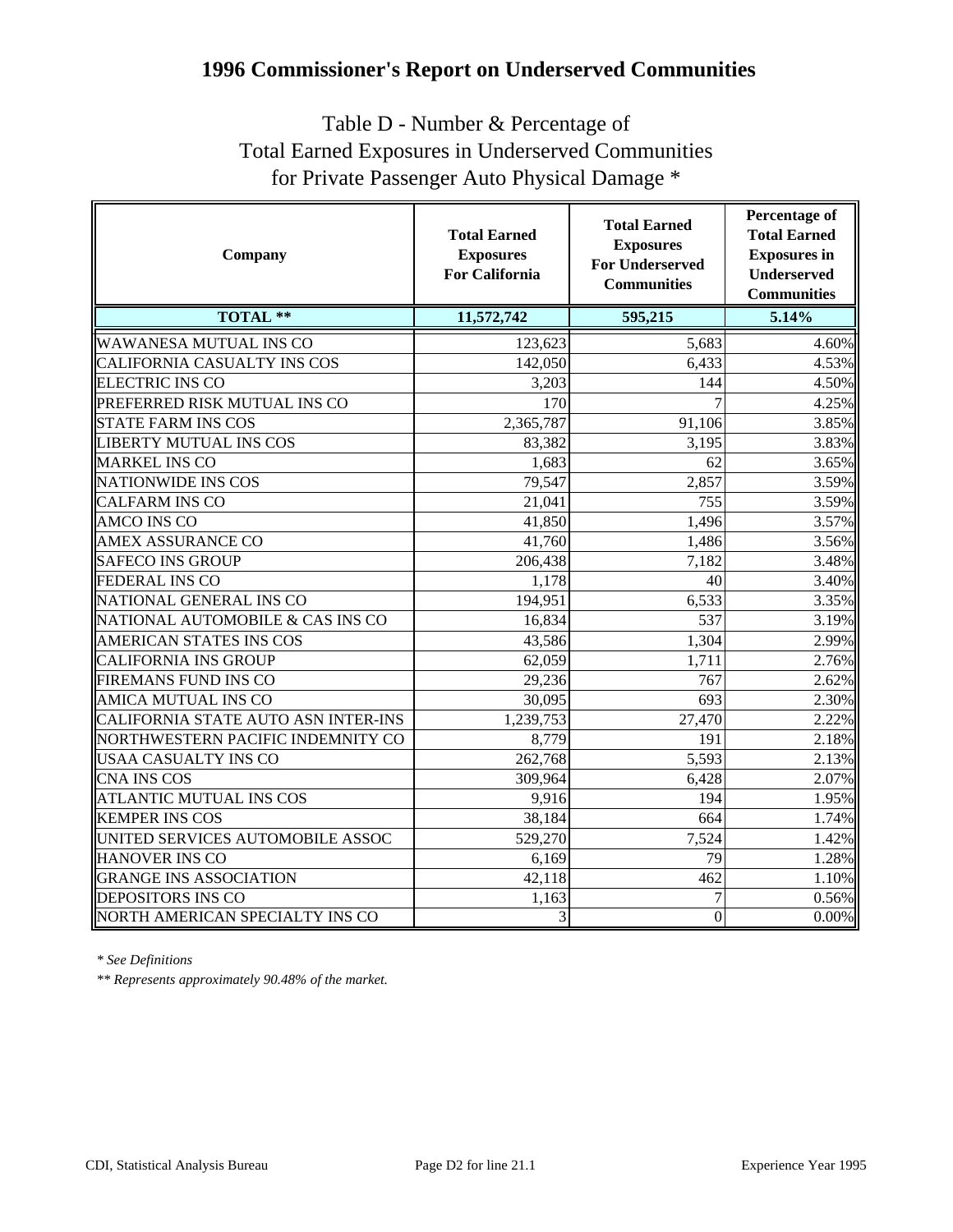# 1996 Commissioner's Report on Underserved Communities

## Table D - Number & Percentage of Total Earned Exposures in Underserved Communities for Private Passenger Auto Physical Damage *

| Company | Total Earned Exposures For California | Total Earned Exposures For Underserved Communities | Percentage of Total Earned Exposures in Underserved Communities |
|---|---|---|---|
| **TOTAL **** | **11,572,742** | **595,215** | **5.14%** |
| WAWANESA MUTUAL INS CO | 123,623 | 5,683 | 4.60% |
| CALIFORNIA CASUALTY INS COS | 142,050 | 6,433 | 4.53% |
| ELECTRIC INS CO | 3,203 | 144 | 4.50% |
| PREFERRED RISK MUTUAL INS CO | 170 | 7 | 4.25% |
| STATE FARM INS COS | 2,365,787 | 91,106 | 3.85% |
| LIBERTY MUTUAL INS COS | 83,382 | 3,195 | 3.83% |
| MARKEL INS CO | 1,683 | 62 | 3.65% |
| NATIONWIDE INS COS | 79,547 | 2,857 | 3.59% |
| CALFARM INS CO | 21,041 | 755 | 3.59% |
| AMCO INS CO | 41,850 | 1,496 | 3.57% |
| AMEX ASSURANCE CO | 41,760 | 1,486 | 3.56% |
| SAFECO INS GROUP | 206,438 | 7,182 | 3.48% |
| FEDERAL INS CO | 1,178 | 40 | 3.40% |
| NATIONAL GENERAL INS CO | 194,951 | 6,533 | 3.35% |
| NATIONAL AUTOMOBILE & CAS INS CO | 16,834 | 537 | 3.19% |
| AMERICAN STATES INS COS | 43,586 | 1,304 | 2.99% |
| CALIFORNIA INS GROUP | 62,059 | 1,711 | 2.76% |
| FIREMANS FUND INS CO | 29,236 | 767 | 2.62% |
| AMICA MUTUAL INS CO | 30,095 | 693 | 2.30% |
| CALIFORNIA STATE AUTO ASN INTER-INS | 1,239,753 | 27,470 | 2.22% |
| NORTHWESTERN PACIFIC INDEMNITY CO | 8,779 | 191 | 2.18% |
| USAA CASUALTY INS CO | 262,768 | 5,593 | 2.13% |
| CNA INS COS | 309,964 | 6,428 | 2.07% |
| ATLANTIC MUTUAL INS COS | 9,916 | 194 | 1.95% |
| KEMPER INS COS | 38,184 | 664 | 1.74% |
| UNITED SERVICES AUTOMOBILE ASSOC | 529,270 | 7,524 | 1.42% |
| HANOVER INS CO | 6,169 | 79 | 1.28% |
| GRANGE INS ASSOCIATION | 42,118 | 462 | 1.10% |
| DEPOSITORS INS CO | 1,163 | 7 | 0.56% |
| NORTH AMERICAN SPECIALTY INS CO | 3 | 0 | 0.00% |

*\* See Definitions*

*\*\* Represents approximately 90.48% of the market.*

CDI, Statistical Analysis Bureau | Page D2 for line 21.1 | Experience Year 1995